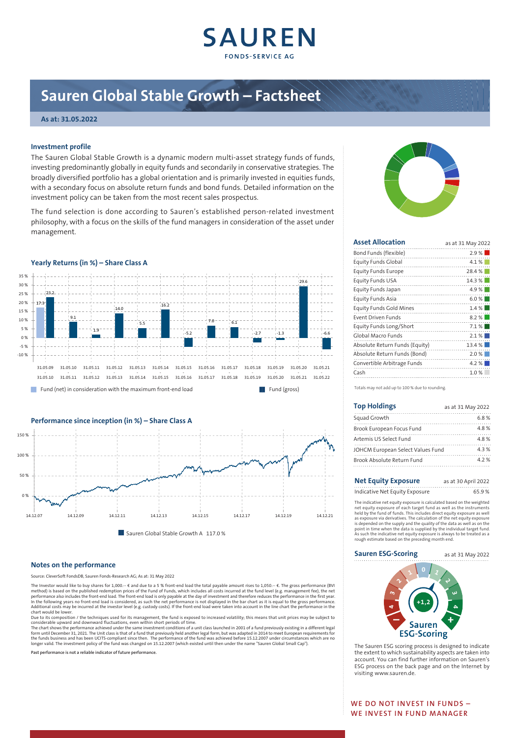# SAUREN

FONDS-SERVICE AG

# Sauren Global Stable Growth – Factsheet

**As at: 31.05.2022**

## Investment profile

The Sauren Global Stable Growth is a dynamic modern multi-asset strategy funds of funds, investing predominantly globally in equity funds and secondarily in conservative strategies. The broadly diversified portfolio has a global orientation and is primarily invested in equities funds, with a secondary focus on absolute return funds and bond funds. Detailed information on the investment policy can be taken from the most recent sales prospectus.

The fund selection is done according to Sauren's established person-related investment philosophy, with a focus on the skills of the fund managers in consideration of the asset under management.

## Yearly Returns (in %) – Share Class A

35 %
30 %
25 %
20 %
15 %
10 %
5 %
0 %
-5 %
-10 %

17.3
23.2
9.1
1.9
14.0
5.5
16.2
-5.2
7.0
6.1
-2.7
-1.3
29.6
-6.6

31.05.09 31.05.10 31.05.11 31.05.12 31.05.13 31.05.14 31.05.15 31.05.16 31.05.17 31.05.18 31.05.19 31.05.20 31.05.21
31.05.10 31.05.11 31.05.12 31.05.13 31.05.14 31.05.15 31.05.16 31.05.17 31.05.18 31.05.19 31.05.20 31.05.21 31.05.22

Fund (net) in consideration with the maximum front-end load
Fund (gross)

## Performance since inception (in %) – Share Class A

150 %
100 %
50 %
0 %

14.12.07 14.12.09 14.12.11 14.12.13 14.12.15 14.12.17 14.12.19 14.12.21

Sauren Global Stable Growth A 117.0 %

## Notes on the performance

Source: CleverSoft FondsDB, Sauren Fonds-Research AG; As at: 31 May 2022

The Investor would like to buy shares for 1,000.-- € and due to a 5 % front-end load the total payable amount rises to 1,050.-- €. The gross performance (BVI method) is based on the published redemption prices of the Fund of Funds, which includes all costs incurred at the fund level (e.g. management fee), the net performance also includes the front-end load. The front-end load is only payable at the day of investment and therefore reduces the performance in the first year. In the following years no front-end load is considered, as such the net performance is not displayed in the bar chart as it is equal to the gross performance. Additional costs may be incurred at the investor level (e.g. custody costs). If the front-end load were taken into account in the line chart the performance in the chart would be lower.
Due to its composition / the techniques used for its management, the fund is exposed to increased volatility; this means that unit prices may be subject to considerable upward and downward fluctuations, even within short periods of time.
The chart shows the performance achieved under the same investment conditions of a unit class launched in 2001 of a fund previously existing in a different legal form until December 31, 2021. The Unit class is that of a fund that previously held another legal form, but was adapted in 2014 to meet European requirements for the funds business and has been UCITS-compliant since then. The performance of the fund was achieved before 15.12.2007 under circumstances which are no longer valid. The investment policy of the fund was changed on 15.12.2007 (which existed until then under the name "Sauren Global Small Cap").

**Past performance is not a reliable indicator of future performance.**

## Asset Allocation

| Asset Allocation | as at 31 May 2022 |
|---|---|
| Bond Funds (flexible) | 2.9 % |
| Equity Funds Global | 4.1 % |
| Equity Funds Europe | 28.4 % |
| Equity Funds USA | 14.3 % |
| Equity Funds Japan | 4.9 % |
| Equity Funds Asia | 6.0 % |
| Equity Funds Gold Mines | 1.4 % |
| Event Driven Funds | 8.2 % |
| Equity Funds Long/Short | 7.1 % |
| Global Macro Funds | 2.1 % |
| Absolute Return Funds (Equity) | 13.4 % |
| Absolute Return Funds (Bond) | 2.0 % |
| Convertible Arbitrage Funds | 4.2 % |
| Cash | 1.0 % |

Totals may not add up to 100 % due to rounding.

## Top Holdings

| Top Holdings | as at 31 May 2022 |
|---|---|
| Squad Growth | 6.8 % |
| Brook European Focus Fund | 4.8 % |
| Artemis US Select Fund | 4.8 % |
| JOHCM European Select Values Fund | 4.3 % |
| Brook Absolute Return Fund | 4.2 % |

## Net Equity Exposure

| Net Equity Exposure | as at 30 April 2022 |
|---|---|
| Indicative Net Equity Exposure | 65.9 % |

The indicative net equity exposure is calculated based on the weighted net equity exposure of each target fund as well as the instruments held by the fund of funds. This includes direct equity exposure as well as exposure via derivatives. The calculation of the net equity exposure is depended on the supply and the quality of the data as well as on the point in time when the data is supplied by the individual target fund. As such the indicative net equity exposure is always to be treated as a rough estimate based on the preceding month end.

## Sauren ESG-Scoring

as at 31 May 2022

+1,2

Sauren ESG-Scoring

The Sauren ESG scoring process is designed to indicate the extent to which sustainability aspects are taken into account. You can find further information on Sauren's ESG process on the back page and on the Internet by visiting www.sauren.de.

**WE DO NOT INVEST IN FUNDS – WE INVEST IN FUND MANAGER**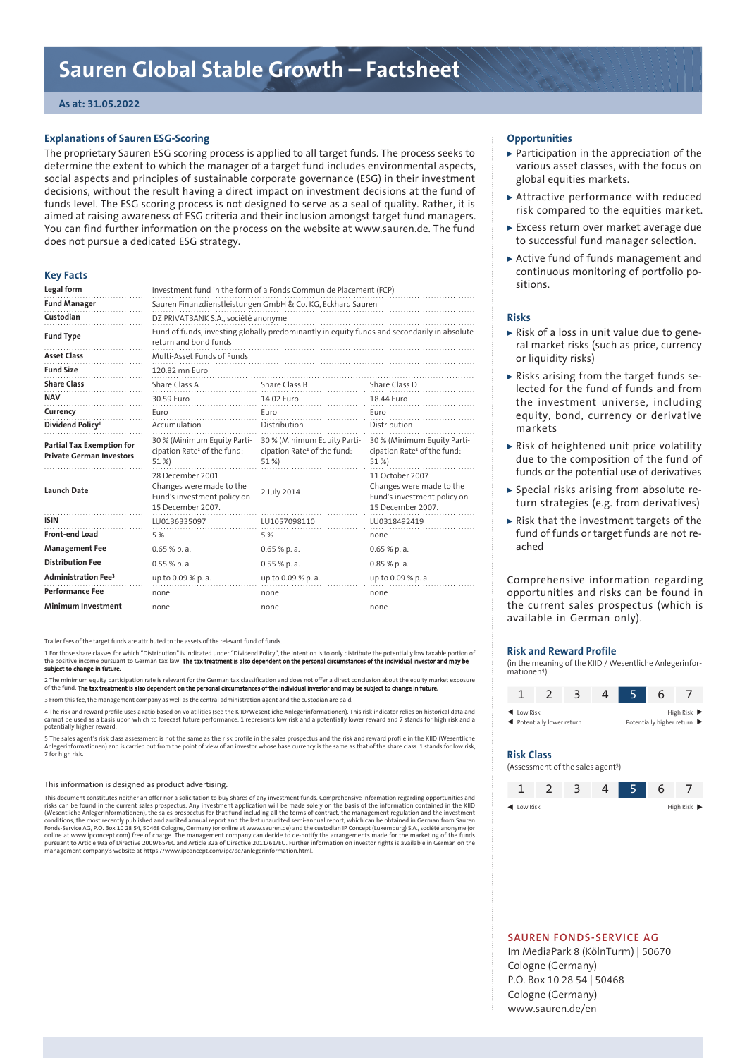# Sauren Global Stable Growth – Factsheet

**As at: 31.05.2022**

### Explanations of Sauren ESG-Scoring

The proprietary Sauren ESG scoring process is applied to all target funds. The process seeks to determine the extent to which the manager of a target fund includes environmental aspects, social aspects and principles of sustainable corporate governance (ESG) in their investment decisions, without the result having a direct impact on investment decisions at the fund of funds level. The ESG scoring process is not designed to serve as a seal of quality. Rather, it is aimed at raising awareness of ESG criteria and their inclusion amongst target fund managers. You can find further information on the process on the website at www.sauren.de. The fund does not pursue a dedicated ESG strategy.

### Key Facts

| | | | |
|---|---|---|---|
| **Legal form** | Investment fund in the form of a Fonds Commun de Placement (FCP) | | |
| **Fund Manager** | Sauren Finanzdienstleistungen GmbH & Co. KG, Eckhard Sauren | | |
| **Custodian** | DZ PRIVATBANK S.A., société anonyme | | |
| **Fund Type** | Fund of funds, investing globally predominantly in equity funds and secondarily in absolute return and bond funds | | |
| **Asset Class** | Multi-Asset Funds of Funds | | |
| **Fund Size** | 120.82 mn Euro | | |
| **Share Class** | Share Class A | Share Class B | Share Class D |
| **NAV** | 30.59 Euro | 14.02 Euro | 18.44 Euro |
| **Currency** | Euro | Euro | Euro |
| **Dividend Policy**[1] | Accumulation | Distribution | Distribution |
| **Partial Tax Exemption for Private German Investors** | 30 % (Minimum Equity Participation Rate[2] of the fund: 51 %) | 30 % (Minimum Equity Participation Rate[2] of the fund: 51 %) | 30 % (Minimum Equity Participation Rate[2] of the fund: 51 %) |
| **Launch Date** | 28 December 2001 Changes were made to the Fund's investment policy on 15 December 2007. | 2 July 2014 | 11 October 2007 Changes were made to the Fund's investment policy on 15 December 2007. |
| **ISIN** | LU0136335097 | LU1057098110 | LU0318492419 |
| **Front-end Load** | 5 % | 5 % | none |
| **Management Fee** | 0.65 % p. a. | 0.65 % p. a. | 0.65 % p. a. |
| **Distribution Fee** | 0.55 % p. a. | 0.55 % p. a. | 0.85 % p. a. |
| **Administration Fee**[3] | up to 0.09 % p. a. | up to 0.09 % p. a. | up to 0.09 % p. a. |
| **Performance Fee** | none | none | none |
| **Minimum Investment** | none | none | none |

Trailer fees of the target funds are attributed to the assets of the relevant fund of funds.

1 For those share classes for which "Distribution" is indicated under "Dividend Policy", the intention is to only distribute the potentially low taxable portion of the positive income pursuant to German tax law. **The tax treatment is also dependent on the personal circumstances of the individual investor and may be subject to change in future.**

2 The minimum equity participation rate is relevant for the German tax classification and does not offer a direct conclusion about the equity market exposure of the fund. **The tax treatment is also dependent on the personal circumstances of the individual investor and may be subject to change in future.**

3 From this fee, the management company as well as the central administration agent and the custodian are paid.

4 The risk and reward profile uses a ratio based on volatilities (see the KIID/Wesentliche Anlegerinformationen). This risk indicator relies on historical data and cannot be used as a basis upon which to forecast future performance. 1 represents low risk and a potentially lower reward and 7 stands for high risk and a potentially higher reward.

5 The sales agent's risk class assessment is not the same as the risk profile in the sales prospectus and the risk and reward profile in the KIID (Wesentliche Anlegerinformationen) and is carried out from the point of view of an investor whose base currency is the same as that of the share class. 1 stands for low risk, 7 for high risk.

This information is designed as product advertising.

This document constitutes neither an offer nor a solicitation to buy shares of any investment funds. Comprehensive information regarding opportunities and risks can be found in the current sales prospectus. Any investment application will be made solely on the basis of the information contained in the KIID (Wesentliche Anlegerinformationen), the sales prospectus for that fund including all the terms of contract, the management regulation and the investment conditions, the most recently published and audited annual report and the last unaudited semi-annual report, which can be obtained in German from Sauren Fonds-Service AG, P.O. Box 10 28 54, 50468 Cologne, Germany (or online at www.sauren.de) and the custodian IP Concept (Luxemburg) S.A., société anonyme (or online at www.ipconcept.com) free of charge. The management company can decide to de-notify the arrangements made for the marketing of the funds pursuant to Article 93a of Directive 2009/65/EC and Article 32a of Directive 2011/61/EU. Further information on investor rights is available in German on the management company's website at https://www.ipconcept.com/ipc/de/anlegerinformation.html.

### Opportunities

- Participation in the appreciation of the various asset classes, with the focus on global equities markets.
- Attractive performance with reduced risk compared to the equities market.
- Excess return over market average due to successful fund manager selection.
- Active fund of funds management and continuous monitoring of portfolio positions.

### Risks

- Risk of a loss in unit value due to general market risks (such as price, currency or liquidity risks)
- Risks arising from the target funds selected for the fund of funds and from the investment universe, including equity, bond, currency or derivative markets
- Risk of heightened unit price volatility due to the composition of the fund of funds or the potential use of derivatives
- Special risks arising from absolute return strategies (e.g. from derivatives)
- Risk that the investment targets of the fund of funds or target funds are not reached

Comprehensive information regarding opportunities and risks can be found in the current sales prospectus (which is available in German only).

### Risk and Reward Profile

(in the meaning of the KIID / Wesentliche Anlegerinformationen[4])

| 1 | 2 | 3 | 4 | **5** | 6 | 7 |
|---|---|---|---|---|---|---|

◄ Low Risk ◄ Potentially lower return — High Risk ► Potentially higher return ►

### Risk Class

(Assessment of the sales agent[5])

| 1 | 2 | 3 | 4 | **5** | 6 | 7 |
|---|---|---|---|---|---|---|

◄ Low Risk — High Risk ►

**SAUREN FONDS-SERVICE AG**
Im MediaPark 8 (KölnTurm) | 50670 Cologne (Germany)
P.O. Box 10 28 54 | 50468 Cologne (Germany)
www.sauren.de/en